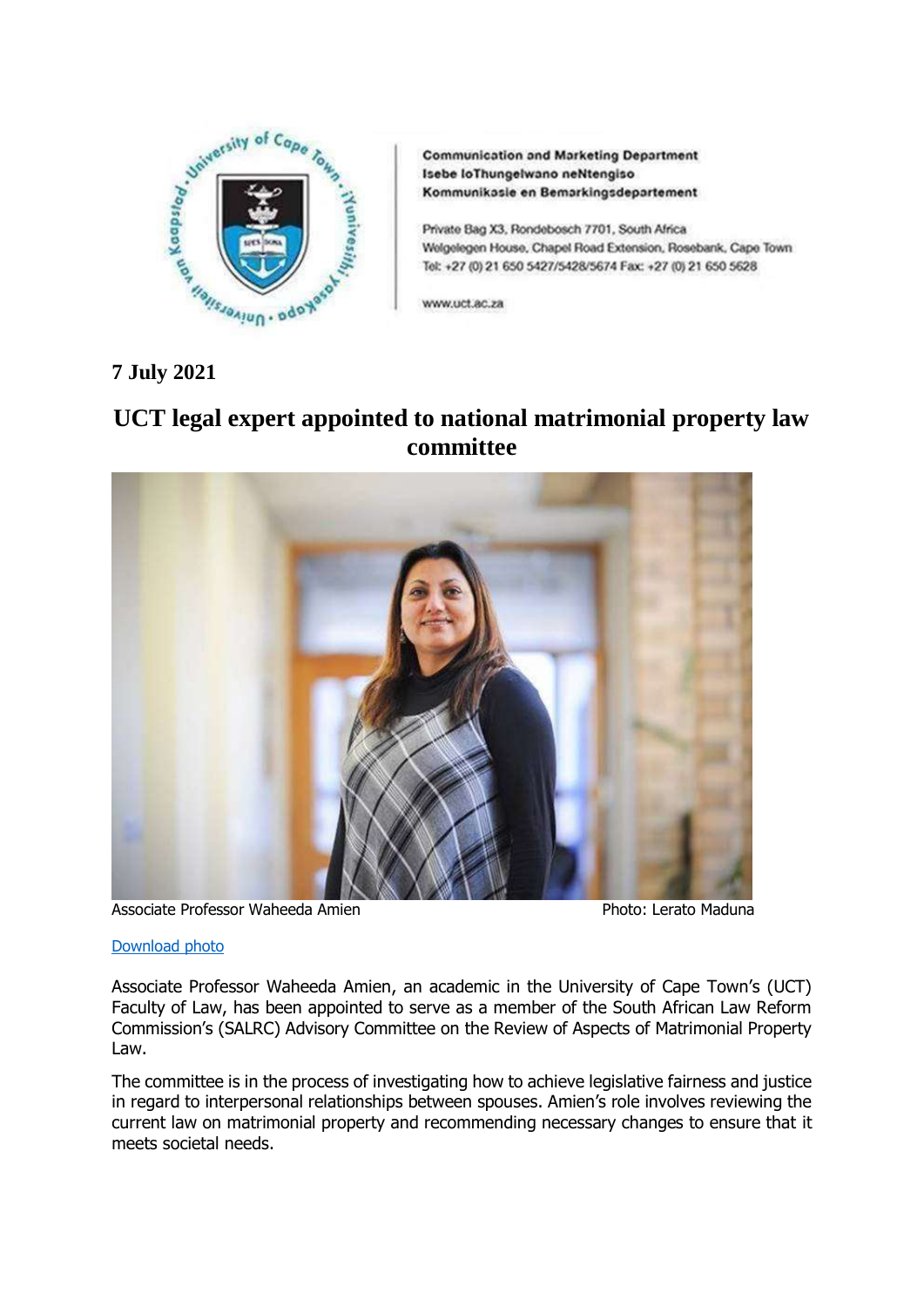**Communication and Marketing Department**
**Isebe loThungelwano neNtengiso**
**Kommunikasie en Bemarkingsdepartement**

Private Bag X3, Rondebosch 7701, South Africa
Welgelegen House, Chapel Road Extension, Rosebank, Cape Town
Tel: +27 (0) 21 650 5427/5428/5674 Fax: +27 (0) 21 650 5628

www.uct.ac.za

**7 July 2021**

# UCT legal expert appointed to national matrimonial property law committee

Associate Professor Waheeda Amien Photo: Lerato Maduna

Download photo

Associate Professor Waheeda Amien, an academic in the University of Cape Town's (UCT) Faculty of Law, has been appointed to serve as a member of the South African Law Reform Commission's (SALRC) Advisory Committee on the Review of Aspects of Matrimonial Property Law.

The committee is in the process of investigating how to achieve legislative fairness and justice in regard to interpersonal relationships between spouses. Amien's role involves reviewing the current law on matrimonial property and recommending necessary changes to ensure that it meets societal needs.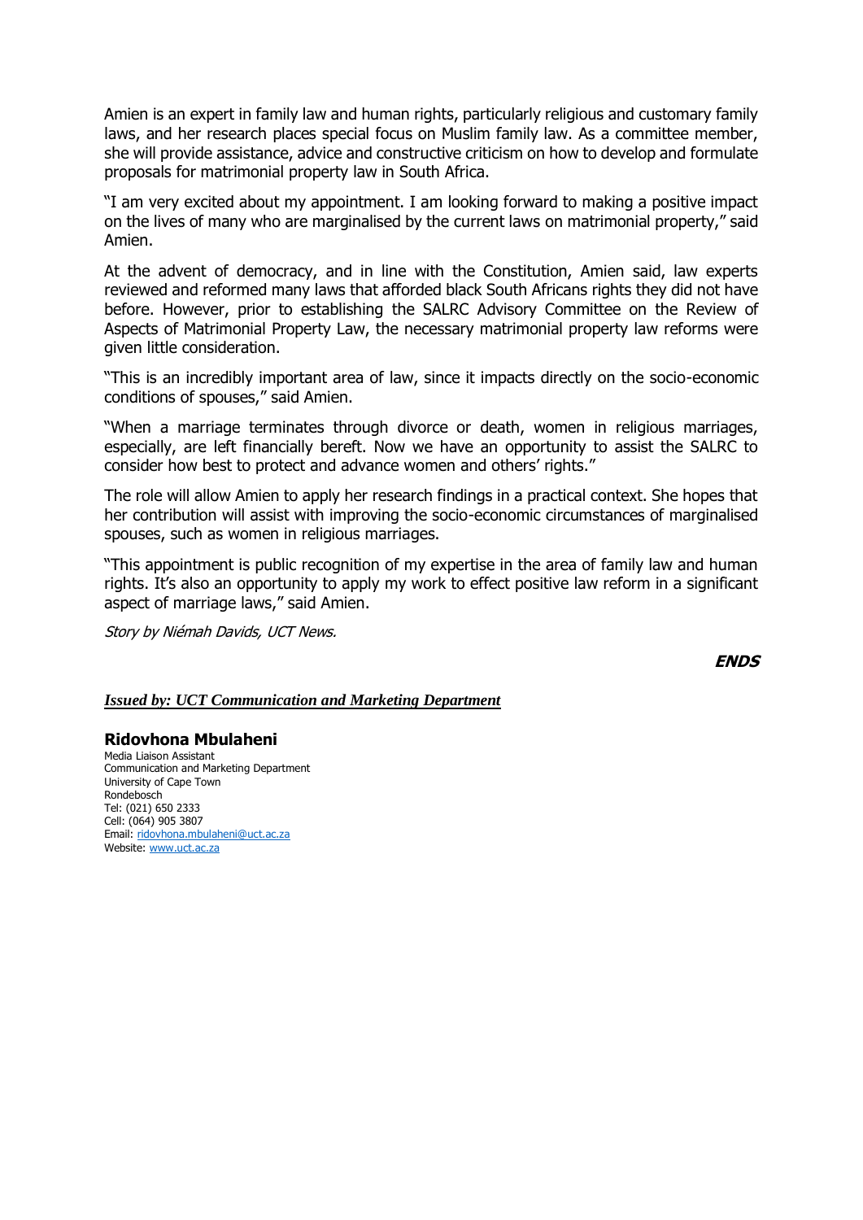Amien is an expert in family law and human rights, particularly religious and customary family laws, and her research places special focus on Muslim family law. As a committee member, she will provide assistance, advice and constructive criticism on how to develop and formulate proposals for matrimonial property law in South Africa.

"I am very excited about my appointment. I am looking forward to making a positive impact on the lives of many who are marginalised by the current laws on matrimonial property," said Amien.

At the advent of democracy, and in line with the Constitution, Amien said, law experts reviewed and reformed many laws that afforded black South Africans rights they did not have before. However, prior to establishing the SALRC Advisory Committee on the Review of Aspects of Matrimonial Property Law, the necessary matrimonial property law reforms were given little consideration.

"This is an incredibly important area of law, since it impacts directly on the socio-economic conditions of spouses," said Amien.

"When a marriage terminates through divorce or death, women in religious marriages, especially, are left financially bereft. Now we have an opportunity to assist the SALRC to consider how best to protect and advance women and others' rights."

The role will allow Amien to apply her research findings in a practical context. She hopes that her contribution will assist with improving the socio-economic circumstances of marginalised spouses, such as women in religious marriages.

"This appointment is public recognition of my expertise in the area of family law and human rights. It's also an opportunity to apply my work to effect positive law reform in a significant aspect of marriage laws," said Amien.

*Story by Niémah Davids, UCT News.*

***ENDS***

***Issued by: UCT Communication and Marketing Department***

**Ridovhona Mbulaheni**
Media Liaison Assistant
Communication and Marketing Department
University of Cape Town
Rondebosch
Tel: (021) 650 2333
Cell: (064) 905 3807
Email: ridovhona.mbulaheni@uct.ac.za
Website: www.uct.ac.za